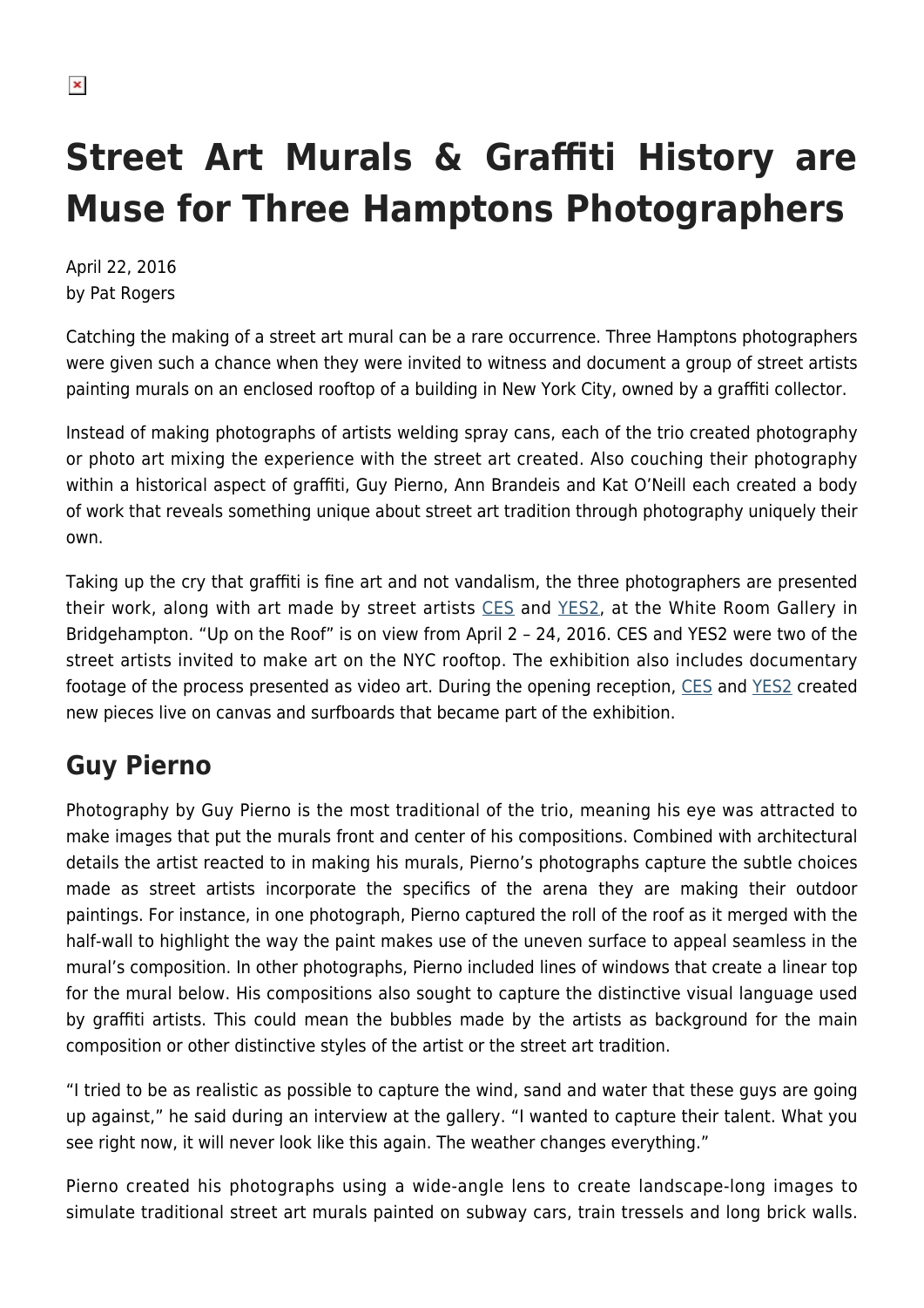# Street Art Murals & Graffiti History are Muse for Three Hamptons Photographers

April 22, 2016
by Pat Rogers

Catching the making of a street art mural can be a rare occurrence. Three Hamptons photographers were given such a chance when they were invited to witness and document a group of street artists painting murals on an enclosed rooftop of a building in New York City, owned by a graffiti collector.

Instead of making photographs of artists welding spray cans, each of the trio created photography or photo art mixing the experience with the street art created. Also couching their photography within a historical aspect of graffiti, Guy Pierno, Ann Brandeis and Kat O'Neill each created a body of work that reveals something unique about street art tradition through photography uniquely their own.

Taking up the cry that graffiti is fine art and not vandalism, the three photographers are presented their work, along with art made by street artists CES and YES2, at the White Room Gallery in Bridgehampton. "Up on the Roof" is on view from April 2 – 24, 2016. CES and YES2 were two of the street artists invited to make art on the NYC rooftop. The exhibition also includes documentary footage of the process presented as video art. During the opening reception, CES and YES2 created new pieces live on canvas and surfboards that became part of the exhibition.

## Guy Pierno

Photography by Guy Pierno is the most traditional of the trio, meaning his eye was attracted to make images that put the murals front and center of his compositions. Combined with architectural details the artist reacted to in making his murals, Pierno's photographs capture the subtle choices made as street artists incorporate the specifics of the arena they are making their outdoor paintings. For instance, in one photograph, Pierno captured the roll of the roof as it merged with the half-wall to highlight the way the paint makes use of the uneven surface to appeal seamless in the mural's composition. In other photographs, Pierno included lines of windows that create a linear top for the mural below. His compositions also sought to capture the distinctive visual language used by graffiti artists. This could mean the bubbles made by the artists as background for the main composition or other distinctive styles of the artist or the street art tradition.

"I tried to be as realistic as possible to capture the wind, sand and water that these guys are going up against," he said during an interview at the gallery. "I wanted to capture their talent. What you see right now, it will never look like this again. The weather changes everything."

Pierno created his photographs using a wide-angle lens to create landscape-long images to simulate traditional street art murals painted on subway cars, train tressels and long brick walls.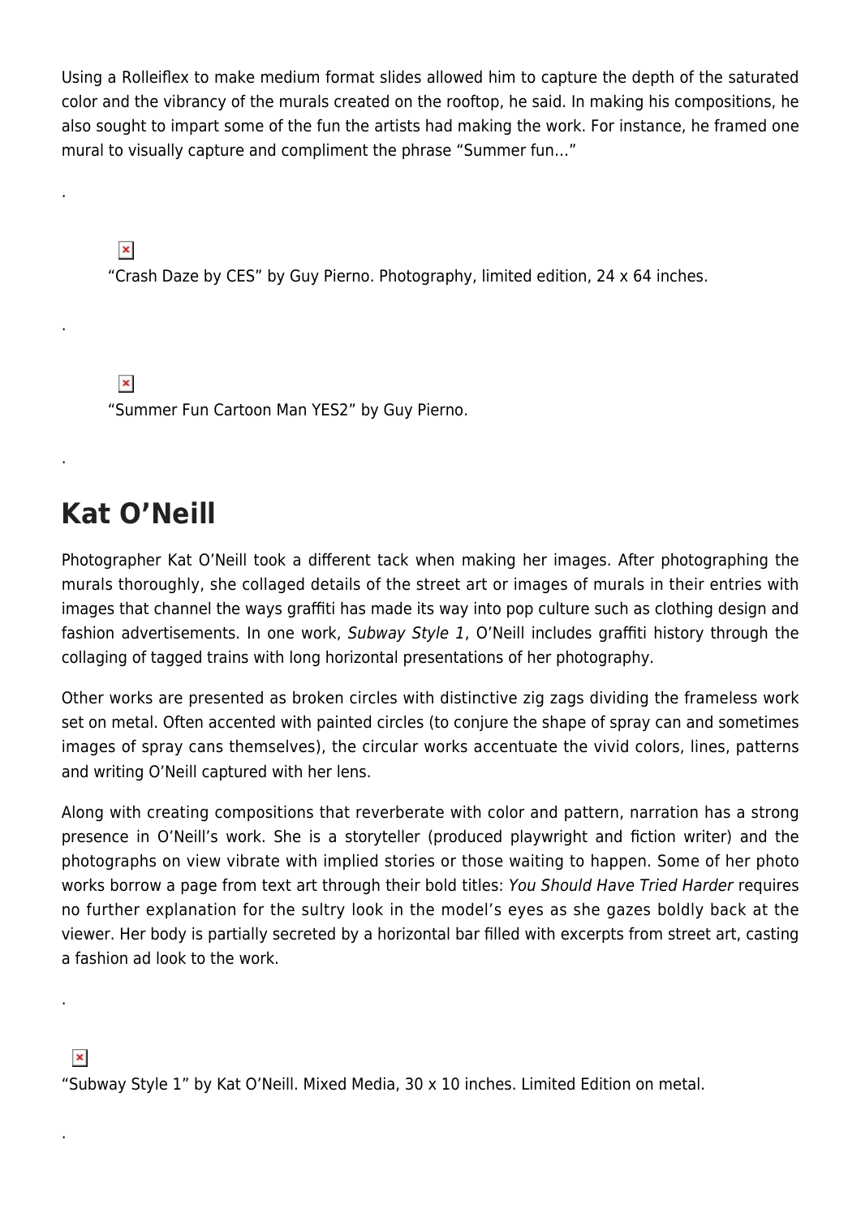Using a Rolleiflex to make medium format slides allowed him to capture the depth of the saturated color and the vibrancy of the murals created on the rooftop, he said. In making his compositions, he also sought to impart some of the fun the artists had making the work. For instance, he framed one mural to visually capture and compliment the phrase "Summer fun…"

.

"Crash Daze by CES" by Guy Pierno. Photography, limited edition, 24 x 64 inches.

.

"Summer Fun Cartoon Man YES2" by Guy Pierno.

.

## Kat O'Neill

Photographer Kat O'Neill took a different tack when making her images. After photographing the murals thoroughly, she collaged details of the street art or images of murals in their entries with images that channel the ways graffiti has made its way into pop culture such as clothing design and fashion advertisements. In one work, *Subway Style 1*, O'Neill includes graffiti history through the collaging of tagged trains with long horizontal presentations of her photography.

Other works are presented as broken circles with distinctive zig zags dividing the frameless work set on metal. Often accented with painted circles (to conjure the shape of spray can and sometimes images of spray cans themselves), the circular works accentuate the vivid colors, lines, patterns and writing O'Neill captured with her lens.

Along with creating compositions that reverberate with color and pattern, narration has a strong presence in O'Neill's work. She is a storyteller (produced playwright and fiction writer) and the photographs on view vibrate with implied stories or those waiting to happen. Some of her photo works borrow a page from text art through their bold titles: *You Should Have Tried Harder* requires no further explanation for the sultry look in the model's eyes as she gazes boldly back at the viewer. Her body is partially secreted by a horizontal bar filled with excerpts from street art, casting a fashion ad look to the work.

.

"Subway Style 1" by Kat O'Neill. Mixed Media, 30 x 10 inches. Limited Edition on metal.

.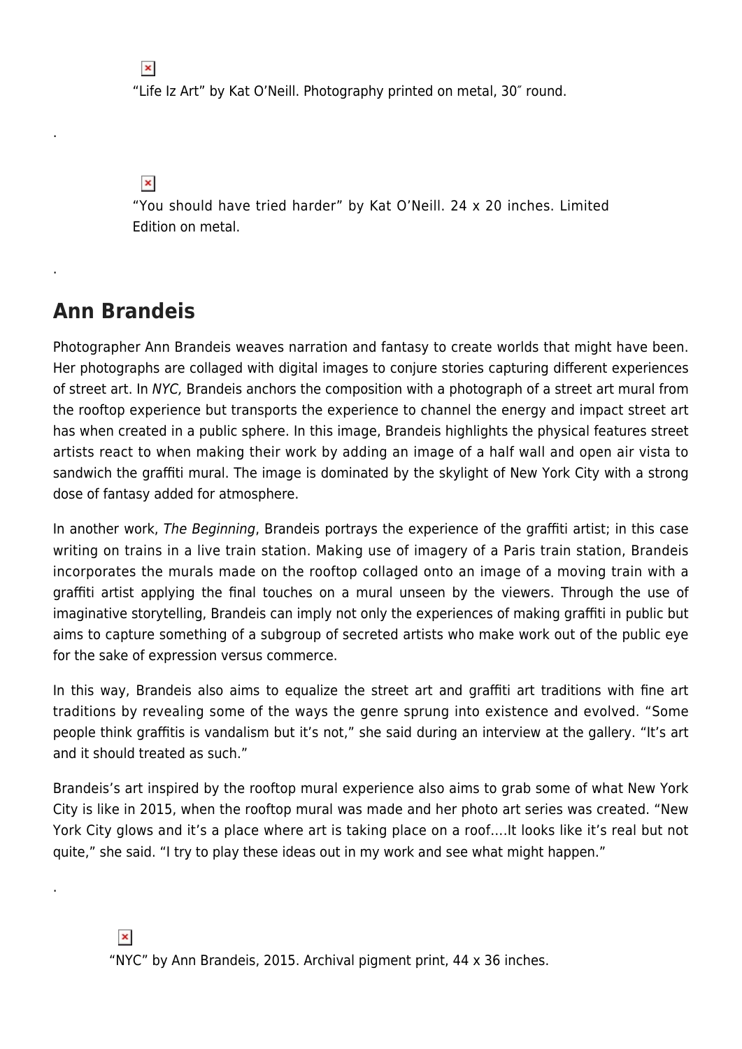"Life Iz Art" by Kat O'Neill. Photography printed on metal, 30″ round.

.

"You should have tried harder" by Kat O'Neill. 24 x 20 inches. Limited Edition on metal.

.

## Ann Brandeis

Photographer Ann Brandeis weaves narration and fantasy to create worlds that might have been. Her photographs are collaged with digital images to conjure stories capturing different experiences of street art. In *NYC,* Brandeis anchors the composition with a photograph of a street art mural from the rooftop experience but transports the experience to channel the energy and impact street art has when created in a public sphere. In this image, Brandeis highlights the physical features street artists react to when making their work by adding an image of a half wall and open air vista to sandwich the graffiti mural. The image is dominated by the skylight of New York City with a strong dose of fantasy added for atmosphere.

In another work, *The Beginning*, Brandeis portrays the experience of the graffiti artist; in this case writing on trains in a live train station. Making use of imagery of a Paris train station, Brandeis incorporates the murals made on the rooftop collaged onto an image of a moving train with a graffiti artist applying the final touches on a mural unseen by the viewers. Through the use of imaginative storytelling, Brandeis can imply not only the experiences of making graffiti in public but aims to capture something of a subgroup of secreted artists who make work out of the public eye for the sake of expression versus commerce.

In this way, Brandeis also aims to equalize the street art and graffiti art traditions with fine art traditions by revealing some of the ways the genre sprung into existence and evolved. "Some people think graffitis is vandalism but it's not," she said during an interview at the gallery. "It's art and it should treated as such."

Brandeis's art inspired by the rooftop mural experience also aims to grab some of what New York City is like in 2015, when the rooftop mural was made and her photo art series was created. "New York City glows and it's a place where art is taking place on a roof….It looks like it's real but not quite," she said. "I try to play these ideas out in my work and see what might happen."

.

"NYC" by Ann Brandeis, 2015. Archival pigment print, 44 x 36 inches.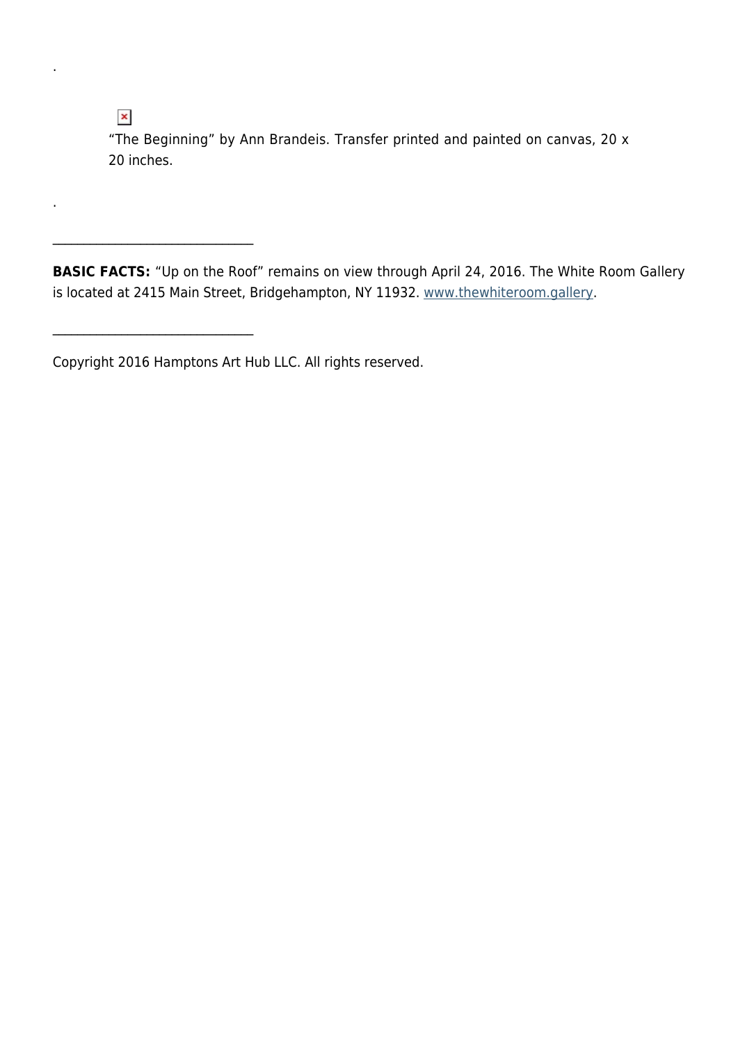.

"The Beginning" by Ann Brandeis. Transfer printed and painted on canvas, 20 x 20 inches.

.

______________________________

**BASIC FACTS:** "Up on the Roof" remains on view through April 24, 2016. The White Room Gallery is located at 2415 Main Street, Bridgehampton, NY 11932. www.thewhiteroom.gallery.

______________________________

Copyright 2016 Hamptons Art Hub LLC. All rights reserved.